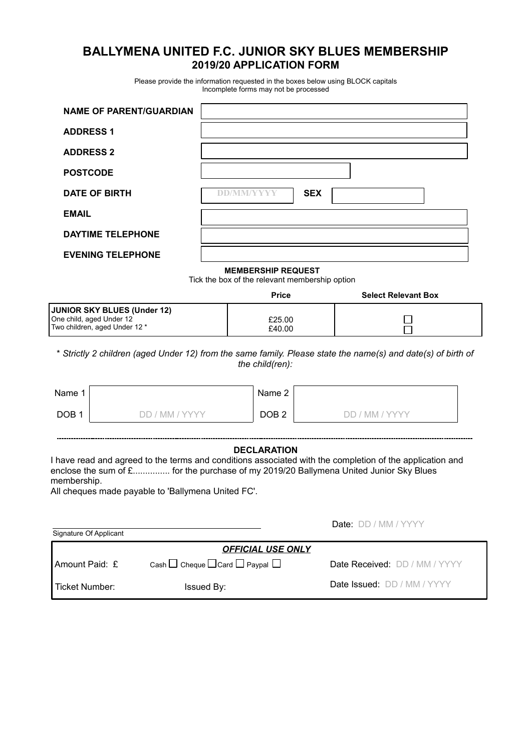# BALLYMENA UNITED F.C. JUNIOR SKY BLUES MEMBERSHIP

## 2019/20 APPLICATION FORM

Please provide the information requested in the boxes below using BLOCK capitals
Incomplete forms may not be processed

| | |
|---|---|
| **NAME OF PARENT/GUARDIAN** | |
| **ADDRESS 1** | |
| **ADDRESS 2** | |
| **POSTCODE** | |
| **DATE OF BIRTH** | DD/MM/YYYY **SEX** |
| **EMAIL** | |
| **DAYTIME TELEPHONE** | |
| **EVENING TELEPHONE** | |

**MEMBERSHIP REQUEST**

Tick the box of the relevant membership option

| | Price | Select Relevant Box |
|---|---|---|
| **JUNIOR SKY BLUES (Under 12)** | | |
| One child, aged Under 12 | £25.00 | ☐ |
| Two children, aged Under 12 * | £40.00 | ☐ |

*\* Strictly 2 children (aged Under 12) from the same family. Please state the name(s) and date(s) of birth of the child(ren):*

| | | | |
|---|---|---|---|
| Name 1 | | Name 2 | |
| DOB 1 | DD / MM / YYYY | DOB 2 | DD / MM / YYYY |

---

**DECLARATION**

I have read and agreed to the terms and conditions associated with the completion of the application and enclose the sum of £............... for the purchase of my 2019/20 Ballymena United Junior Sky Blues membership.

All cheques made payable to 'Ballymena United FC'.

Signature Of Applicant ______________________ Date: DD / MM / YYYY

***OFFICIAL USE ONLY***

| | | |
|---|---|---|
| Amount Paid: £ | Cash ☐ Cheque ☐ Card ☐ Paypal ☐ | Date Received: DD / MM / YYYY |
| Ticket Number: | Issued By: | Date Issued: DD / MM / YYYY |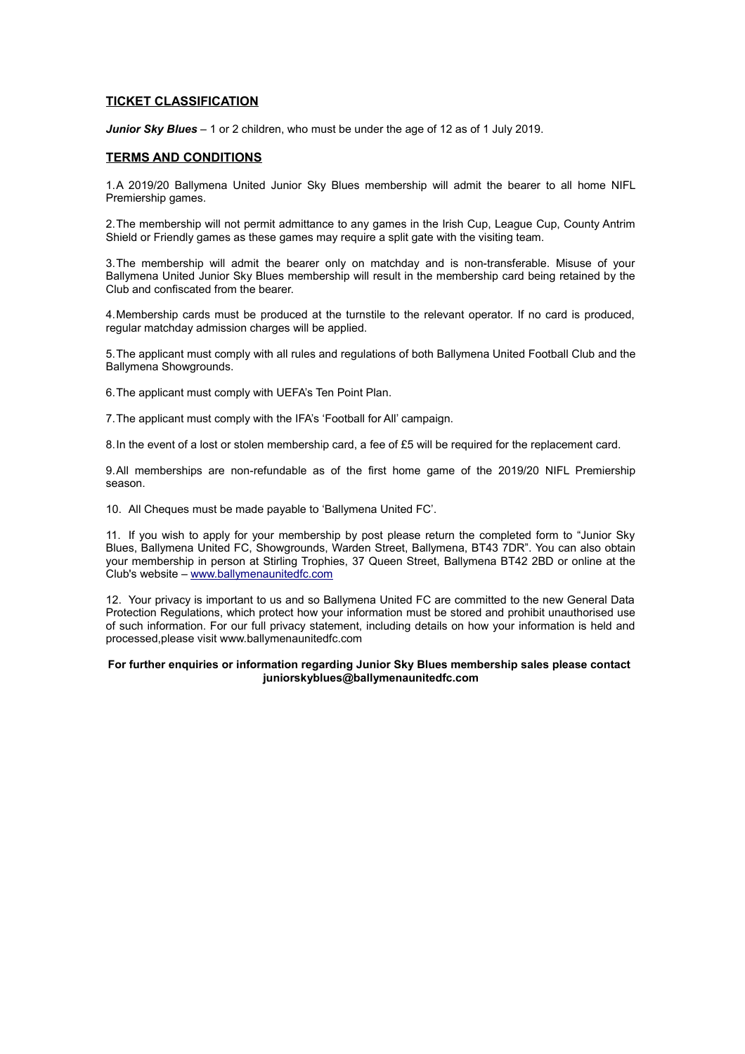## TICKET CLASSIFICATION

***Junior Sky Blues*** – 1 or 2 children, who must be under the age of 12 as of 1 July 2019.

## TERMS AND CONDITIONS

1. A 2019/20 Ballymena United Junior Sky Blues membership will admit the bearer to all home NIFL Premiership games.

2. The membership will not permit admittance to any games in the Irish Cup, League Cup, County Antrim Shield or Friendly games as these games may require a split gate with the visiting team.

3. The membership will admit the bearer only on matchday and is non-transferable. Misuse of your Ballymena United Junior Sky Blues membership will result in the membership card being retained by the Club and confiscated from the bearer.

4. Membership cards must be produced at the turnstile to the relevant operator. If no card is produced, regular matchday admission charges will be applied.

5. The applicant must comply with all rules and regulations of both Ballymena United Football Club and the Ballymena Showgrounds.

6. The applicant must comply with UEFA's Ten Point Plan.

7. The applicant must comply with the IFA's 'Football for All' campaign.

8. In the event of a lost or stolen membership card, a fee of £5 will be required for the replacement card.

9. All memberships are non-refundable as of the first home game of the 2019/20 NIFL Premiership season.

10. All Cheques must be made payable to 'Ballymena United FC'.

11. If you wish to apply for your membership by post please return the completed form to "Junior Sky Blues, Ballymena United FC, Showgrounds, Warden Street, Ballymena, BT43 7DR". You can also obtain your membership in person at Stirling Trophies, 37 Queen Street, Ballymena BT42 2BD or online at the Club's website – [www.ballymenaunitedfc.com](http://www.ballymenaunitedfc.com)

12. Your privacy is important to us and so Ballymena United FC are committed to the new General Data Protection Regulations, which protect how your information must be stored and prohibit unauthorised use of such information. For our full privacy statement, including details on how your information is held and processed,please visit www.ballymenaunitedfc.com

**For further enquiries or information regarding Junior Sky Blues membership sales please contact juniorskyblues@ballymenaunitedfc.com**